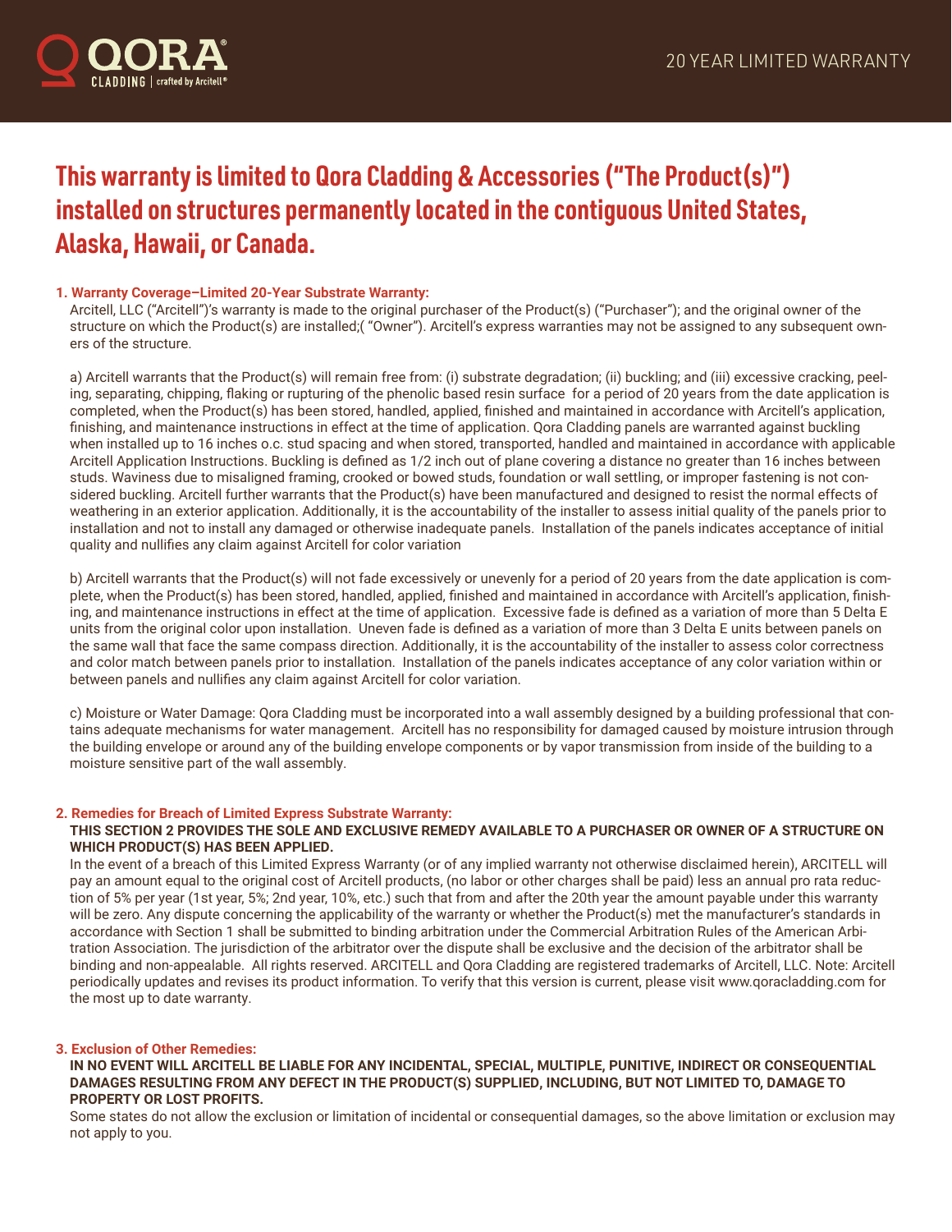QORA® CLADDING | crafted by Arcitell®

20 YEAR LIMITED WARRANTY

# This warranty is limited to Qora Cladding & Accessories ("The Product(s)") installed on structures permanently located in the contiguous United States, Alaska, Hawaii, or Canada.

### 1. Warranty Coverage–Limited 20-Year Substrate Warranty:

Arcitell, LLC ("Arcitell")'s warranty is made to the original purchaser of the Product(s) ("Purchaser"); and the original owner of the structure on which the Product(s) are installed;( "Owner"). Arcitell's express warranties may not be assigned to any subsequent owners of the structure.

a) Arcitell warrants that the Product(s) will remain free from: (i) substrate degradation; (ii) buckling; and (iii) excessive cracking, peeling, separating, chipping, flaking or rupturing of the phenolic based resin surface for a period of 20 years from the date application is completed, when the Product(s) has been stored, handled, applied, finished and maintained in accordance with Arcitell's application, finishing, and maintenance instructions in effect at the time of application. Qora Cladding panels are warranted against buckling when installed up to 16 inches o.c. stud spacing and when stored, transported, handled and maintained in accordance with applicable Arcitell Application Instructions. Buckling is defined as 1/2 inch out of plane covering a distance no greater than 16 inches between studs. Waviness due to misaligned framing, crooked or bowed studs, foundation or wall settling, or improper fastening is not considered buckling. Arcitell further warrants that the Product(s) have been manufactured and designed to resist the normal effects of weathering in an exterior application. Additionally, it is the accountability of the installer to assess initial quality of the panels prior to installation and not to install any damaged or otherwise inadequate panels. Installation of the panels indicates acceptance of initial quality and nullifies any claim against Arcitell for color variation

b) Arcitell warrants that the Product(s) will not fade excessively or unevenly for a period of 20 years from the date application is complete, when the Product(s) has been stored, handled, applied, finished and maintained in accordance with Arcitell's application, finishing, and maintenance instructions in effect at the time of application. Excessive fade is defined as a variation of more than 5 Delta E units from the original color upon installation. Uneven fade is defined as a variation of more than 3 Delta E units between panels on the same wall that face the same compass direction. Additionally, it is the accountability of the installer to assess color correctness and color match between panels prior to installation. Installation of the panels indicates acceptance of any color variation within or between panels and nullifies any claim against Arcitell for color variation.

c) Moisture or Water Damage: Qora Cladding must be incorporated into a wall assembly designed by a building professional that contains adequate mechanisms for water management. Arcitell has no responsibility for damaged caused by moisture intrusion through the building envelope or around any of the building envelope components or by vapor transmission from inside of the building to a moisture sensitive part of the wall assembly.

### 2. Remedies for Breach of Limited Express Substrate Warranty:

**THIS SECTION 2 PROVIDES THE SOLE AND EXCLUSIVE REMEDY AVAILABLE TO A PURCHASER OR OWNER OF A STRUCTURE ON WHICH PRODUCT(S) HAS BEEN APPLIED.**

In the event of a breach of this Limited Express Warranty (or of any implied warranty not otherwise disclaimed herein), ARCITELL will pay an amount equal to the original cost of Arcitell products, (no labor or other charges shall be paid) less an annual pro rata reduction of 5% per year (1st year, 5%; 2nd year, 10%, etc.) such that from and after the 20th year the amount payable under this warranty will be zero. Any dispute concerning the applicability of the warranty or whether the Product(s) met the manufacturer's standards in accordance with Section 1 shall be submitted to binding arbitration under the Commercial Arbitration Rules of the American Arbitration Association. The jurisdiction of the arbitrator over the dispute shall be exclusive and the decision of the arbitrator shall be binding and non-appealable. All rights reserved. ARCITELL and Qora Cladding are registered trademarks of Arcitell, LLC. Note: Arcitell periodically updates and revises its product information. To verify that this version is current, please visit www.qoracladding.com for the most up to date warranty.

### 3. Exclusion of Other Remedies:

**IN NO EVENT WILL ARCITELL BE LIABLE FOR ANY INCIDENTAL, SPECIAL, MULTIPLE, PUNITIVE, INDIRECT OR CONSEQUENTIAL DAMAGES RESULTING FROM ANY DEFECT IN THE PRODUCT(S) SUPPLIED, INCLUDING, BUT NOT LIMITED TO, DAMAGE TO PROPERTY OR LOST PROFITS.**

Some states do not allow the exclusion or limitation of incidental or consequential damages, so the above limitation or exclusion may not apply to you.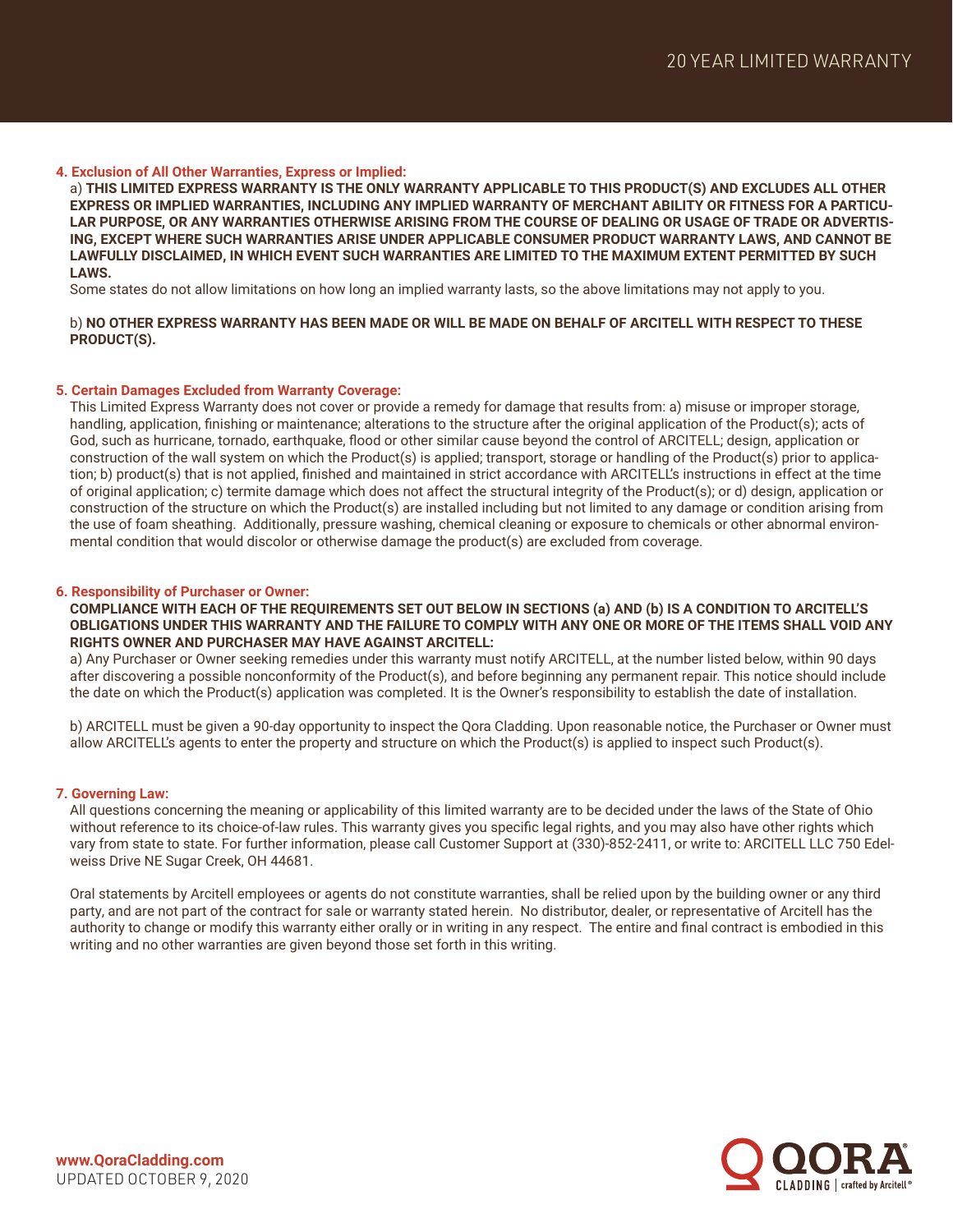**4. Exclusion of All Other Warranties, Express or Implied:**

a) **THIS LIMITED EXPRESS WARRANTY IS THE ONLY WARRANTY APPLICABLE TO THIS PRODUCT(S) AND EXCLUDES ALL OTHER EXPRESS OR IMPLIED WARRANTIES, INCLUDING ANY IMPLIED WARRANTY OF MERCHANT ABILITY OR FITNESS FOR A PARTICULAR PURPOSE, OR ANY WARRANTIES OTHERWISE ARISING FROM THE COURSE OF DEALING OR USAGE OF TRADE OR ADVERTISING, EXCEPT WHERE SUCH WARRANTIES ARISE UNDER APPLICABLE CONSUMER PRODUCT WARRANTY LAWS, AND CANNOT BE LAWFULLY DISCLAIMED, IN WHICH EVENT SUCH WARRANTIES ARE LIMITED TO THE MAXIMUM EXTENT PERMITTED BY SUCH LAWS.**

Some states do not allow limitations on how long an implied warranty lasts, so the above limitations may not apply to you.

b) **NO OTHER EXPRESS WARRANTY HAS BEEN MADE OR WILL BE MADE ON BEHALF OF ARCITELL WITH RESPECT TO THESE PRODUCT(S).**

**5. Certain Damages Excluded from Warranty Coverage:**

This Limited Express Warranty does not cover or provide a remedy for damage that results from: a) misuse or improper storage, handling, application, finishing or maintenance; alterations to the structure after the original application of the Product(s); acts of God, such as hurricane, tornado, earthquake, flood or other similar cause beyond the control of ARCITELL; design, application or construction of the wall system on which the Product(s) is applied; transport, storage or handling of the Product(s) prior to application; b) product(s) that is not applied, finished and maintained in strict accordance with ARCITELL's instructions in effect at the time of original application; c) termite damage which does not affect the structural integrity of the Product(s); or d) design, application or construction of the structure on which the Product(s) are installed including but not limited to any damage or condition arising from the use of foam sheathing. Additionally, pressure washing, chemical cleaning or exposure to chemicals or other abnormal environmental condition that would discolor or otherwise damage the product(s) are excluded from coverage.

**6. Responsibility of Purchaser or Owner:**

**COMPLIANCE WITH EACH OF THE REQUIREMENTS SET OUT BELOW IN SECTIONS (a) AND (b) IS A CONDITION TO ARCITELL'S OBLIGATIONS UNDER THIS WARRANTY AND THE FAILURE TO COMPLY WITH ANY ONE OR MORE OF THE ITEMS SHALL VOID ANY RIGHTS OWNER AND PURCHASER MAY HAVE AGAINST ARCITELL:**

a) Any Purchaser or Owner seeking remedies under this warranty must notify ARCITELL, at the number listed below, within 90 days after discovering a possible nonconformity of the Product(s), and before beginning any permanent repair. This notice should include the date on which the Product(s) application was completed. It is the Owner's responsibility to establish the date of installation.

b) ARCITELL must be given a 90-day opportunity to inspect the Qora Cladding. Upon reasonable notice, the Purchaser or Owner must allow ARCITELL's agents to enter the property and structure on which the Product(s) is applied to inspect such Product(s).

**7. Governing Law:**

All questions concerning the meaning or applicability of this limited warranty are to be decided under the laws of the State of Ohio without reference to its choice-of-law rules. This warranty gives you specific legal rights, and you may also have other rights which vary from state to state. For further information, please call Customer Support at (330)-852-2411, or write to: ARCITELL LLC 750 Edelweiss Drive NE Sugar Creek, OH 44681.

Oral statements by Arcitell employees or agents do not constitute warranties, shall be relied upon by the building owner or any third party, and are not part of the contract for sale or warranty stated herein. No distributor, dealer, or representative of Arcitell has the authority to change or modify this warranty either orally or in writing in any respect. The entire and final contract is embodied in this writing and no other warranties are given beyond those set forth in this writing.

**www.QoraCladding.com**
UPDATED OCTOBER 9, 2020